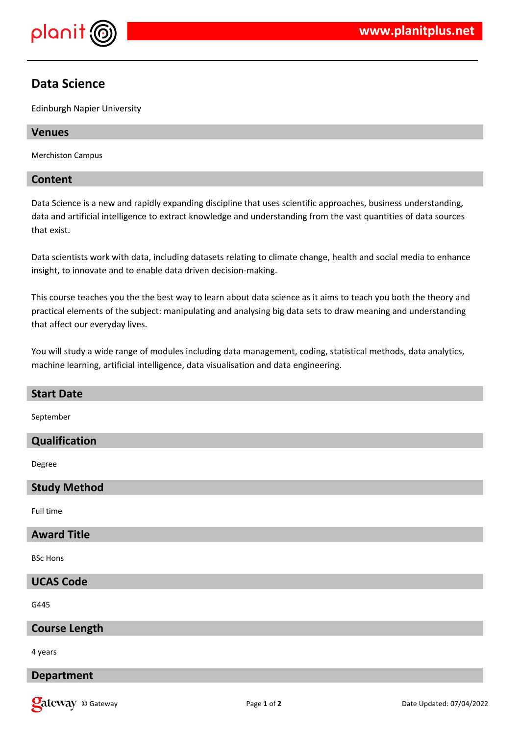# Data Science

Edinburgh Napier University

## Venues

Merchiston Campus

## Content

Data Science is a new and rapidly expanding discipline that uses scientific approaches, business understanding, data and artificial intelligence to extract knowledge and understanding from the vast quantities of data sources that exist.

Data scientists work with data, including datasets relating to climate change, health and social media to enhance insight, to innovate and to enable data driven decision-making.

This course teaches you the the best way to learn about data science as it aims to teach you both the theory and practical elements of the subject: manipulating and analysing big data sets to draw meaning and understanding that affect our everyday lives.

You will study a wide range of modules including data management, coding, statistical methods, data analytics, machine learning, artificial intelligence, data visualisation and data engineering.

## Start Date

September

## Qualification

Degree

## Study Method

Full time

## Award Title

BSc Hons

## UCAS Code

G445

## Course Length

4 years

## Department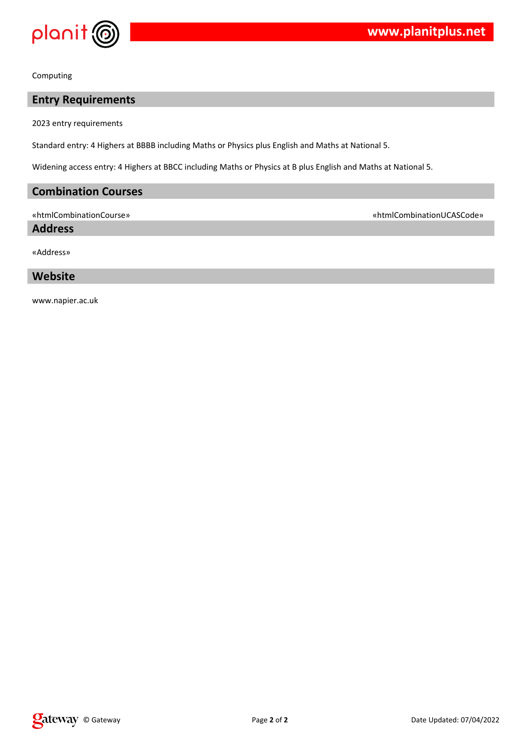Computing

## Entry Requirements

2023 entry requirements

Standard entry: 4 Highers at BBBB including Maths or Physics plus English and Maths at National 5.

Widening access entry: 4 Highers at BBCC including Maths or Physics at B plus English and Maths at National 5.

## Combination Courses

«htmlCombinationCourse» «htmlCombinationUCASCode»

## Address

«Address»

## Website

www.napier.ac.uk